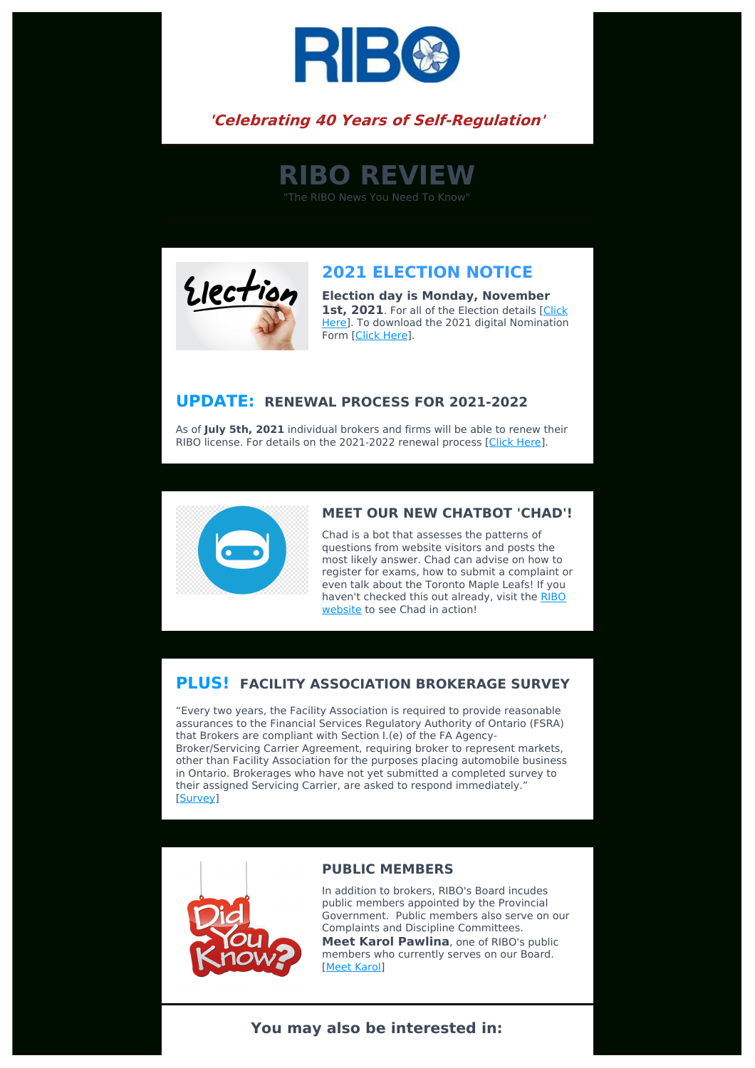RIBO

***'Celebrating 40 Years of Self-Regulation'***

# RIBO REVIEW

"The RIBO News You Need To Know"

## 2021 ELECTION NOTICE

**Election day is Monday, November 1st, 2021**. For all of the Election details [Click Here]. To download the 2021 digital Nomination Form [Click Here].

## UPDATE: RENEWAL PROCESS FOR 2021-2022

As of **July 5th, 2021** individual brokers and firms will be able to renew their RIBO license. For details on the 2021-2022 renewal process [Click Here].

## MEET OUR NEW CHATBOT 'CHAD'!

Chad is a bot that assesses the patterns of questions from website visitors and posts the most likely answer. Chad can advise on how to register for exams, how to submit a complaint or even talk about the Toronto Maple Leafs! If you haven't checked this out already, visit the RIBO website to see Chad in action!

## PLUS! FACILITY ASSOCIATION BROKERAGE SURVEY

"Every two years, the Facility Association is required to provide reasonable assurances to the Financial Services Regulatory Authority of Ontario (FSRA) that Brokers are compliant with Section I.(e) of the FA Agency-Broker/Servicing Carrier Agreement, requiring broker to represent markets, other than Facility Association for the purposes placing automobile business in Ontario. Brokerages who have not yet submitted a completed survey to their assigned Servicing Carrier, are asked to respond immediately." [Survey]

## PUBLIC MEMBERS

In addition to brokers, RIBO's Board incudes public members appointed by the Provincial Government. Public members also serve on our Complaints and Discipline Committees. **Meet Karol Pawlina**, one of RIBO's public members who currently serves on our Board. [Meet Karol]

## You may also be interested in: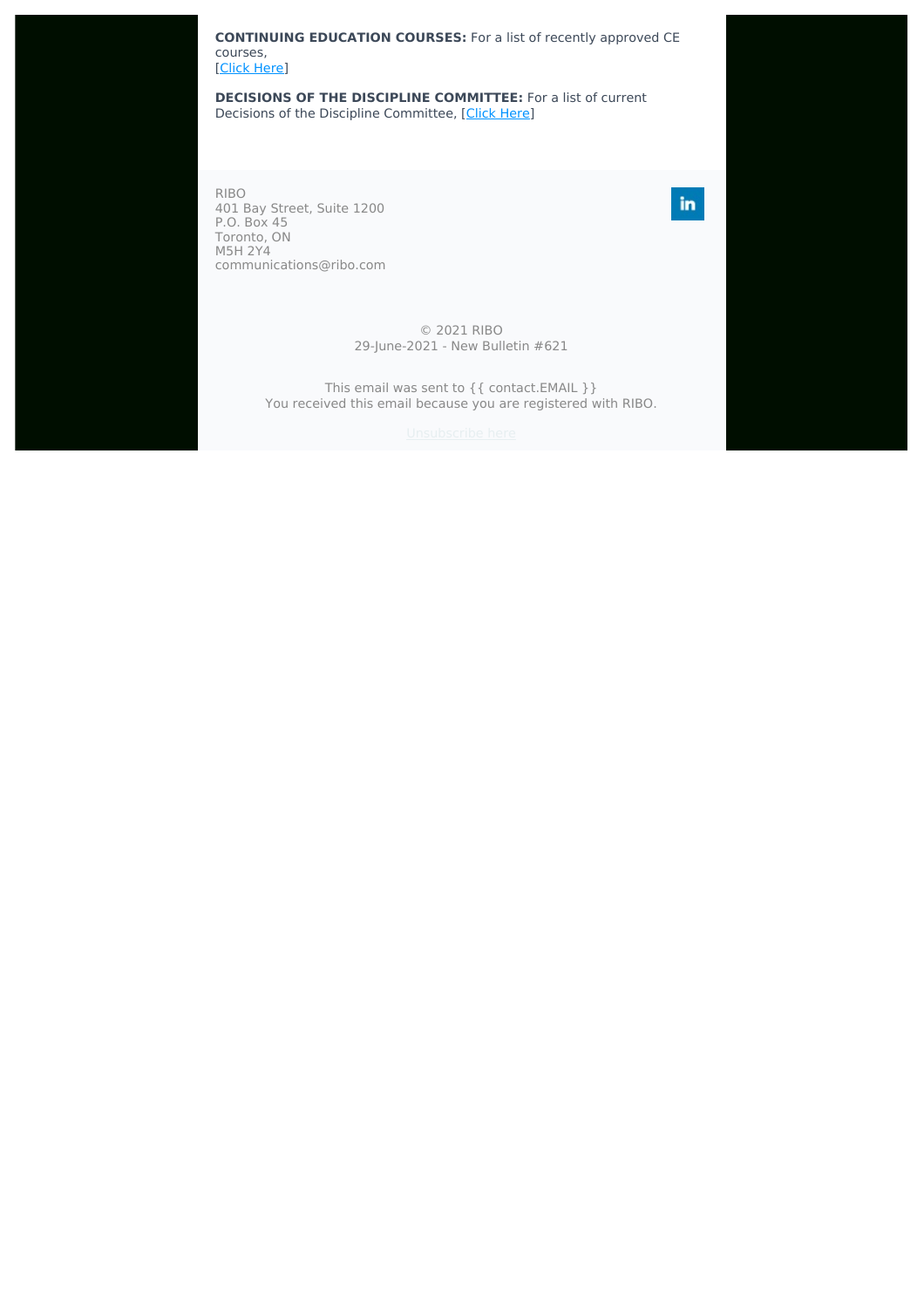**CONTINUING EDUCATION COURSES:** For a list of recently approved CE courses,
[Click Here]

**DECISIONS OF THE DISCIPLINE COMMITTEE:** For a list of current Decisions of the Discipline Committee, [Click Here]

RIBO
401 Bay Street, Suite 1200
P.O. Box 45
Toronto, ON
M5H 2Y4
communications@ribo.com

© 2021 RIBO
29-June-2021 - New Bulletin #621

This email was sent to {{ contact.EMAIL }}
You received this email because you are registered with RIBO.

Unsubscribe here